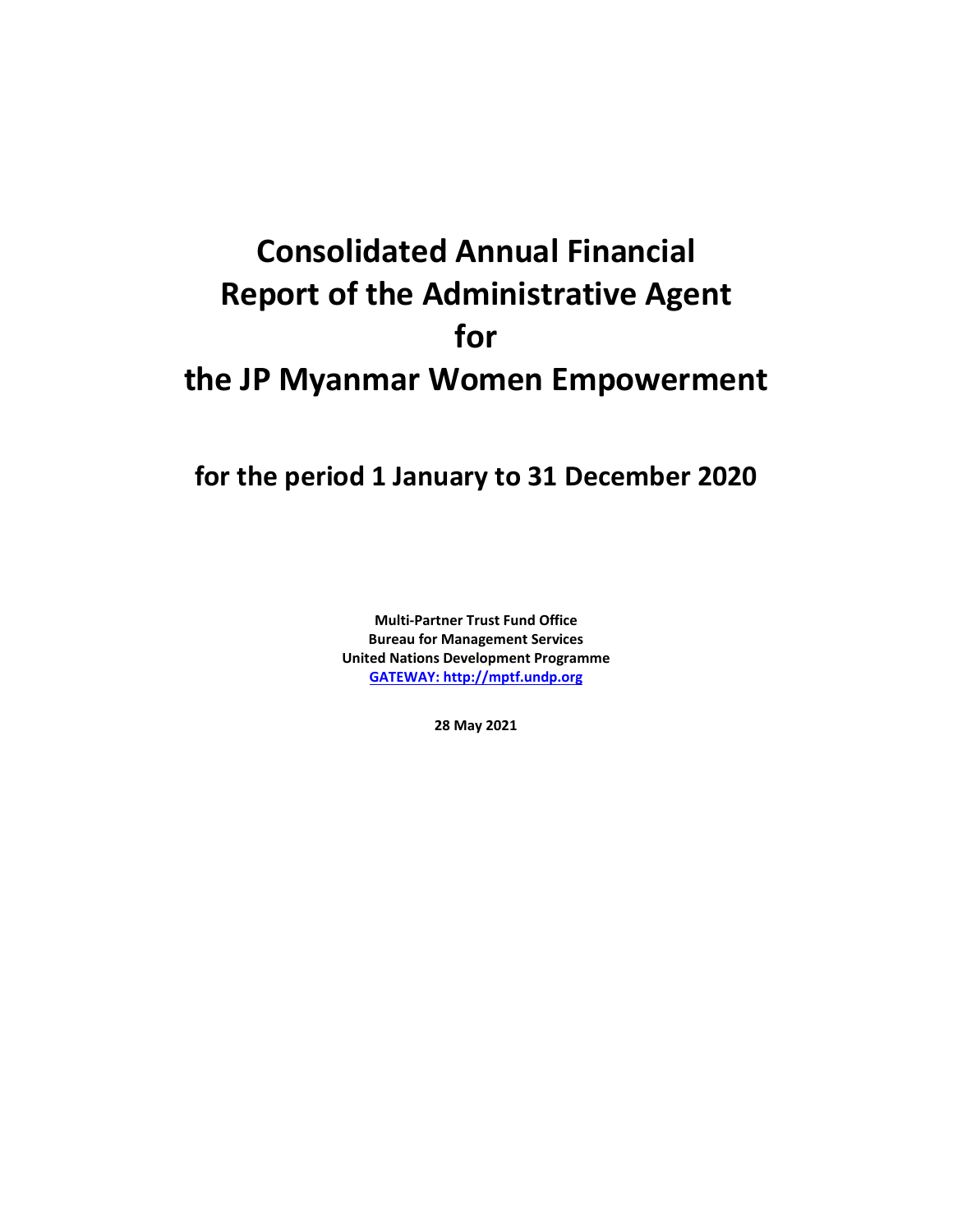# Consolidated Annual Financial Report of the Administrative Agent for the JP Myanmar Women Empowerment

## for the period 1 January to 31 December 2020

**Multi-Partner Trust Fund Office**
**Bureau for Management Services**
**United Nations Development Programme**
**GATEWAY: http://mptf.undp.org**

**28 May 2021**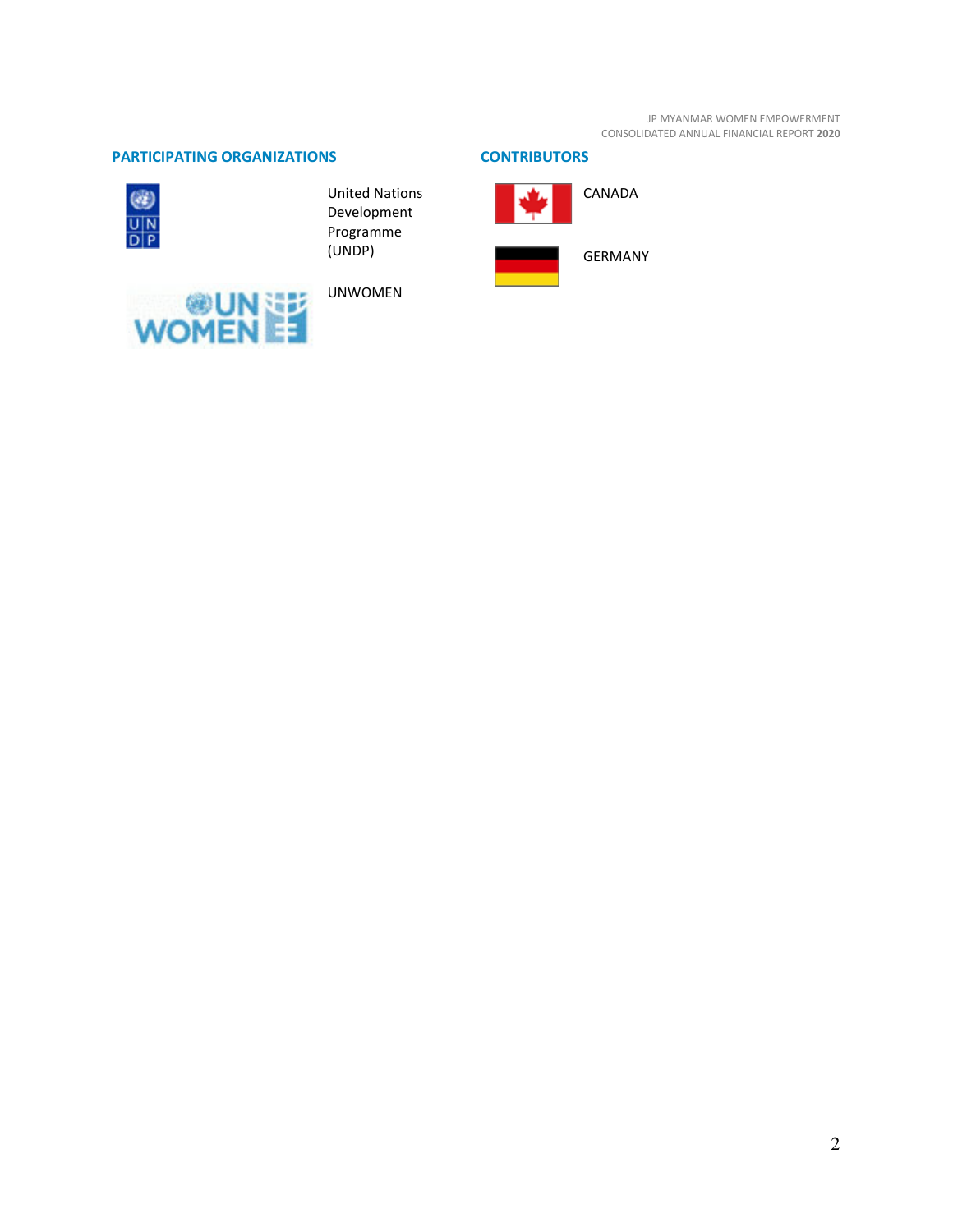## PARTICIPATING ORGANIZATIONS

United Nations Development Programme (UNDP)

UNWOMEN

## CONTRIBUTORS

CANADA

GERMANY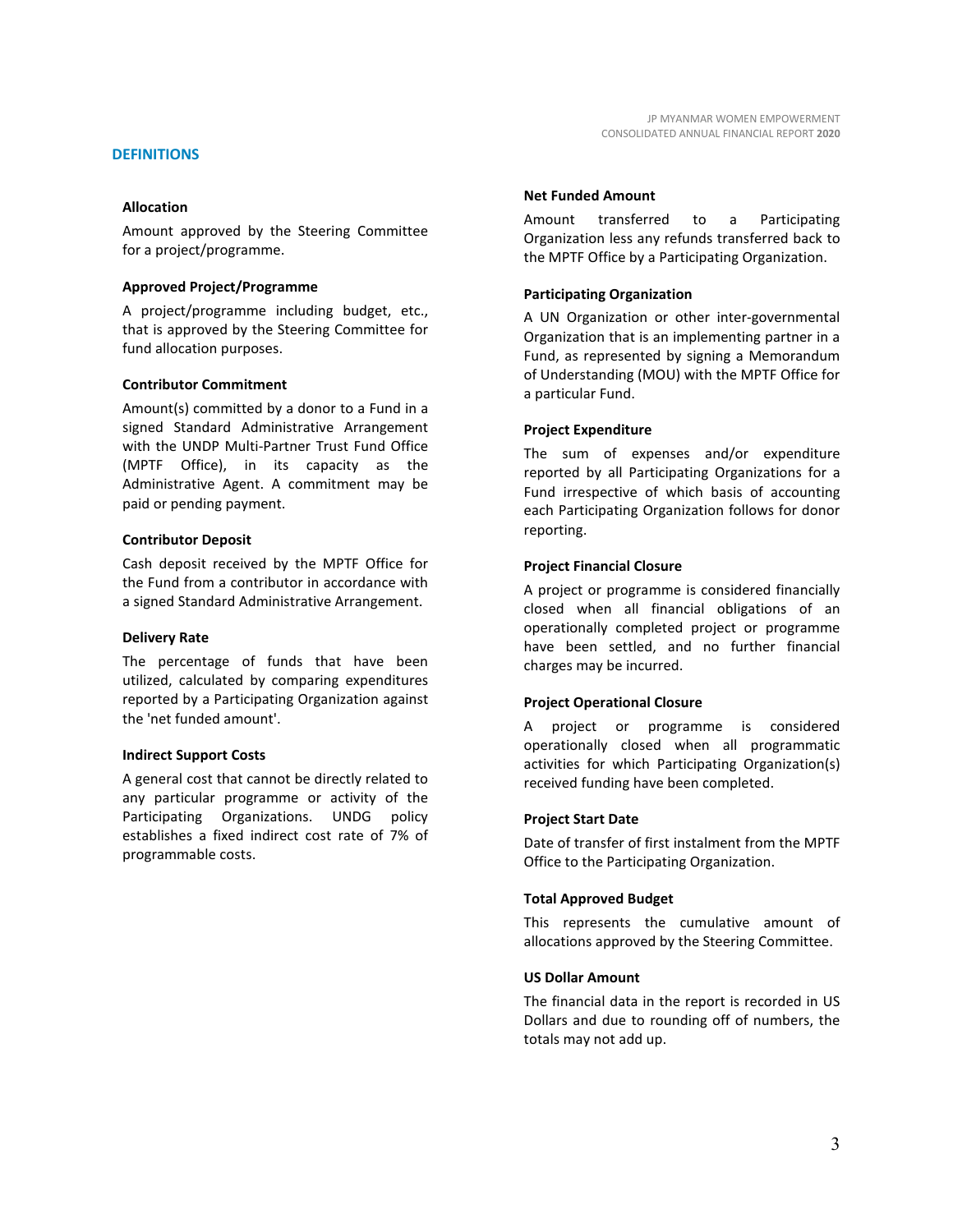## DEFINITIONS

**Allocation**

Amount approved by the Steering Committee for a project/programme.

**Approved Project/Programme**

A project/programme including budget, etc., that is approved by the Steering Committee for fund allocation purposes.

**Contributor Commitment**

Amount(s) committed by a donor to a Fund in a signed Standard Administrative Arrangement with the UNDP Multi-Partner Trust Fund Office (MPTF Office), in its capacity as the Administrative Agent. A commitment may be paid or pending payment.

**Contributor Deposit**

Cash deposit received by the MPTF Office for the Fund from a contributor in accordance with a signed Standard Administrative Arrangement.

**Delivery Rate**

The percentage of funds that have been utilized, calculated by comparing expenditures reported by a Participating Organization against the 'net funded amount'.

**Indirect Support Costs**

A general cost that cannot be directly related to any particular programme or activity of the Participating Organizations. UNDG policy establishes a fixed indirect cost rate of 7% of programmable costs.

**Net Funded Amount**

Amount transferred to a Participating Organization less any refunds transferred back to the MPTF Office by a Participating Organization.

**Participating Organization**

A UN Organization or other inter-governmental Organization that is an implementing partner in a Fund, as represented by signing a Memorandum of Understanding (MOU) with the MPTF Office for a particular Fund.

**Project Expenditure**

The sum of expenses and/or expenditure reported by all Participating Organizations for a Fund irrespective of which basis of accounting each Participating Organization follows for donor reporting.

**Project Financial Closure**

A project or programme is considered financially closed when all financial obligations of an operationally completed project or programme have been settled, and no further financial charges may be incurred.

**Project Operational Closure**

A project or programme is considered operationally closed when all programmatic activities for which Participating Organization(s) received funding have been completed.

**Project Start Date**

Date of transfer of first instalment from the MPTF Office to the Participating Organization.

**Total Approved Budget**

This represents the cumulative amount of allocations approved by the Steering Committee.

**US Dollar Amount**

The financial data in the report is recorded in US Dollars and due to rounding off of numbers, the totals may not add up.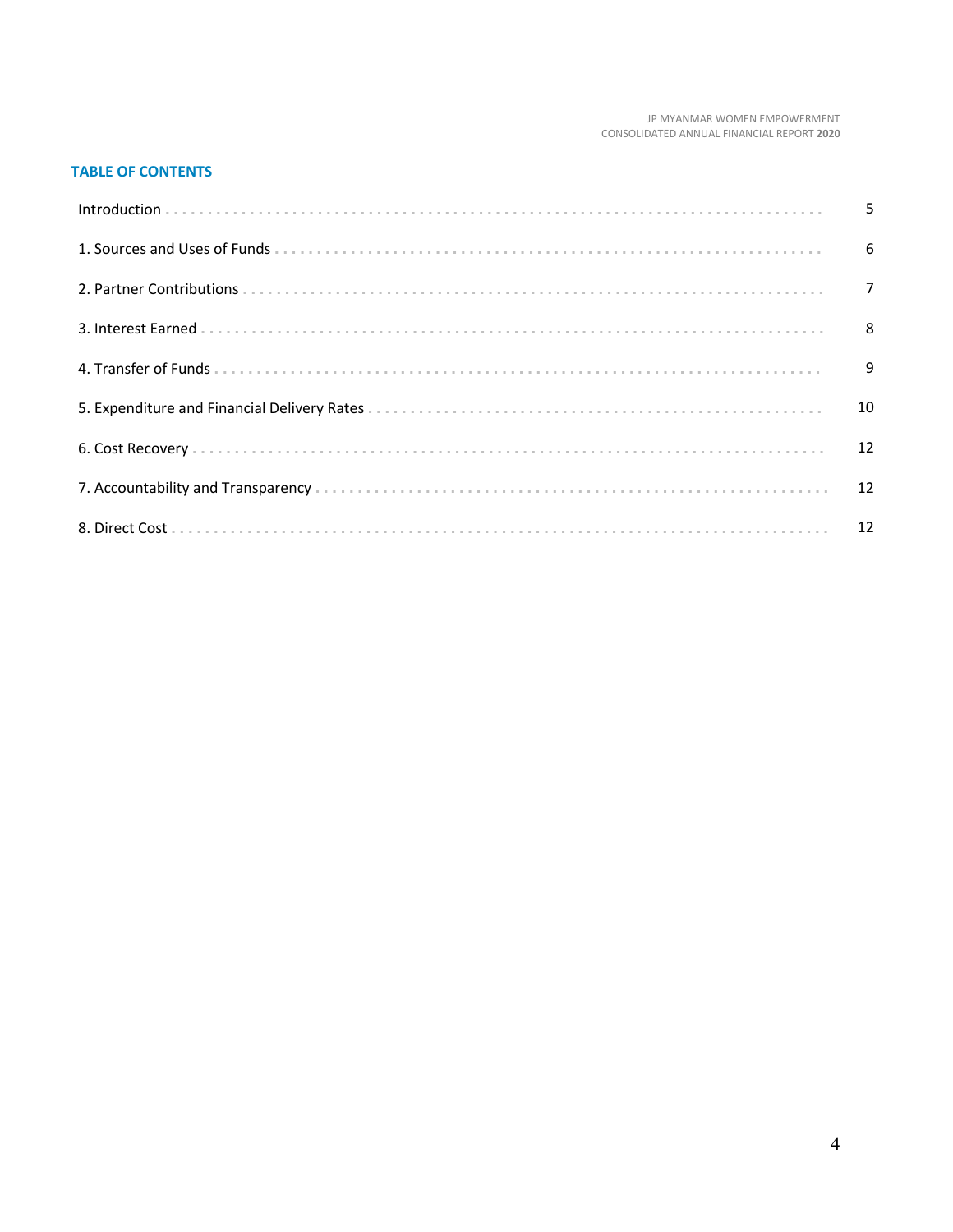## TABLE OF CONTENTS

| | |
|---|---|
| Introduction | 5 |
| 1. Sources and Uses of Funds | 6 |
| 2. Partner Contributions | 7 |
| 3. Interest Earned | 8 |
| 4. Transfer of Funds | 9 |
| 5. Expenditure and Financial Delivery Rates | 10 |
| 6. Cost Recovery | 12 |
| 7. Accountability and Transparency | 12 |
| 8. Direct Cost | 12 |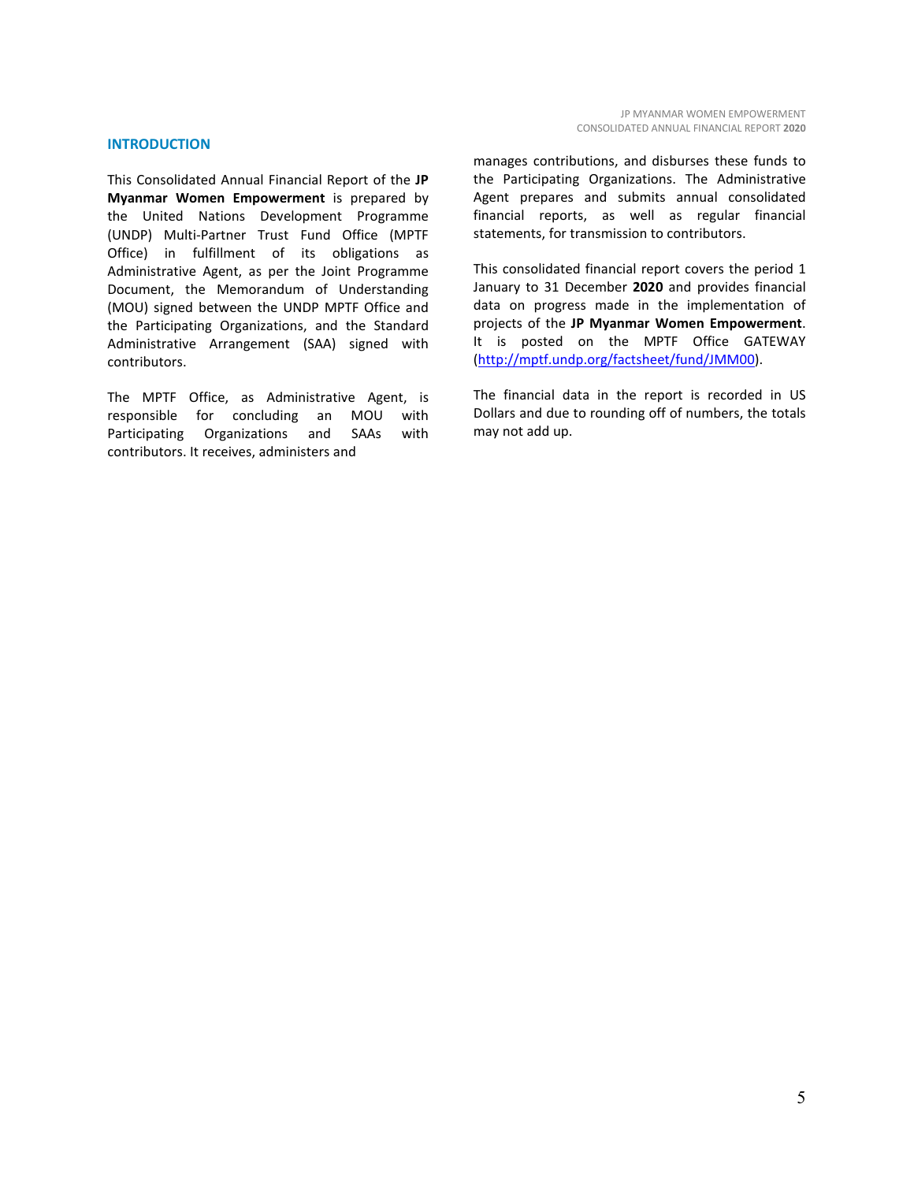## INTRODUCTION

This Consolidated Annual Financial Report of the **JP Myanmar Women Empowerment** is prepared by the United Nations Development Programme (UNDP) Multi-Partner Trust Fund Office (MPTF Office) in fulfillment of its obligations as Administrative Agent, as per the Joint Programme Document, the Memorandum of Understanding (MOU) signed between the UNDP MPTF Office and the Participating Organizations, and the Standard Administrative Arrangement (SAA) signed with contributors.

The MPTF Office, as Administrative Agent, is responsible for concluding an MOU with Participating Organizations and SAAs with contributors. It receives, administers and manages contributions, and disburses these funds to the Participating Organizations. The Administrative Agent prepares and submits annual consolidated financial reports, as well as regular financial statements, for transmission to contributors.

This consolidated financial report covers the period 1 January to 31 December **2020** and provides financial data on progress made in the implementation of projects of the **JP Myanmar Women Empowerment**. It is posted on the MPTF Office GATEWAY ([http://mptf.undp.org/factsheet/fund/JMM00](http://mptf.undp.org/factsheet/fund/JMM00)).

The financial data in the report is recorded in US Dollars and due to rounding off of numbers, the totals may not add up.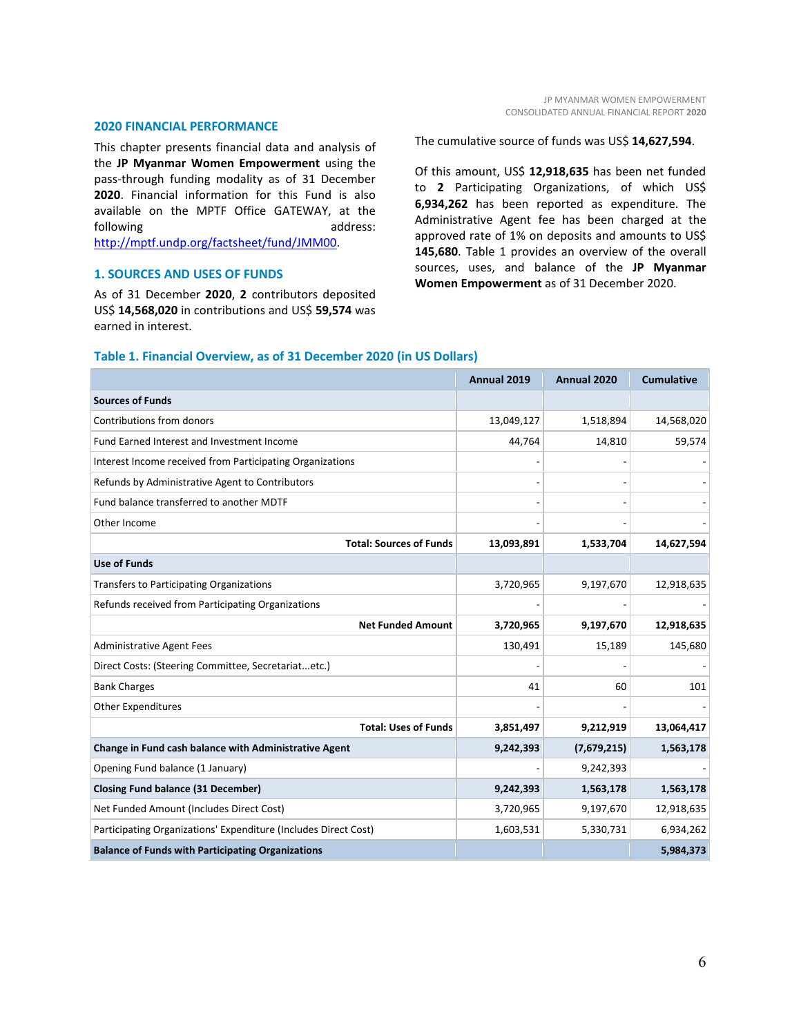## 2020 FINANCIAL PERFORMANCE

This chapter presents financial data and analysis of the **JP Myanmar Women Empowerment** using the pass-through funding modality as of 31 December **2020**. Financial information for this Fund is also available on the MPTF Office GATEWAY, at the following address: http://mptf.undp.org/factsheet/fund/JMM00.

### 1. SOURCES AND USES OF FUNDS

As of 31 December **2020**, **2** contributors deposited US$ **14,568,020** in contributions and US$ **59,574** was earned in interest.

The cumulative source of funds was US$ **14,627,594**.

Of this amount, US$ **12,918,635** has been net funded to **2** Participating Organizations, of which US$ **6,934,262** has been reported as expenditure. The Administrative Agent fee has been charged at the approved rate of 1% on deposits and amounts to US$ **145,680**. Table 1 provides an overview of the overall sources, uses, and balance of the **JP Myanmar Women Empowerment** as of 31 December 2020.

#### Table 1. Financial Overview, as of 31 December 2020 (in US Dollars)

| | Annual 2019 | Annual 2020 | Cumulative |
|---|---|---|---|
| **Sources of Funds** | | | |
| Contributions from donors | 13,049,127 | 1,518,894 | 14,568,020 |
| Fund Earned Interest and Investment Income | 44,764 | 14,810 | 59,574 |
| Interest Income received from Participating Organizations | - | - | - |
| Refunds by Administrative Agent to Contributors | - | - | - |
| Fund balance transferred to another MDTF | - | - | - |
| Other Income | - | - | - |
| **Total: Sources of Funds** | **13,093,891** | **1,533,704** | **14,627,594** |
| **Use of Funds** | | | |
| Transfers to Participating Organizations | 3,720,965 | 9,197,670 | 12,918,635 |
| Refunds received from Participating Organizations | - | - | - |
| **Net Funded Amount** | **3,720,965** | **9,197,670** | **12,918,635** |
| Administrative Agent Fees | 130,491 | 15,189 | 145,680 |
| Direct Costs: (Steering Committee, Secretariat...etc.) | - | - | - |
| Bank Charges | 41 | 60 | 101 |
| Other Expenditures | - | - | - |
| **Total: Uses of Funds** | **3,851,497** | **9,212,919** | **13,064,417** |
| **Change in Fund cash balance with Administrative Agent** | **9,242,393** | **(7,679,215)** | **1,563,178** |
| Opening Fund balance (1 January) | - | 9,242,393 | - |
| **Closing Fund balance (31 December)** | **9,242,393** | **1,563,178** | **1,563,178** |
| Net Funded Amount (Includes Direct Cost) | 3,720,965 | 9,197,670 | 12,918,635 |
| Participating Organizations' Expenditure (Includes Direct Cost) | 1,603,531 | 5,330,731 | 6,934,262 |
| **Balance of Funds with Participating Organizations** | | | **5,984,373** |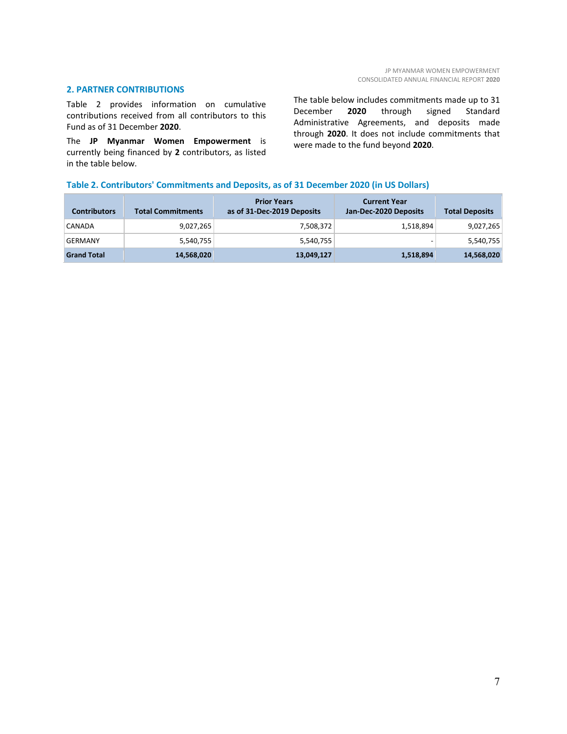## 2. PARTNER CONTRIBUTIONS

Table 2 provides information on cumulative contributions received from all contributors to this Fund as of 31 December **2020**.

The **JP Myanmar Women Empowerment** is currently being financed by **2** contributors, as listed in the table below.

The table below includes commitments made up to 31 December **2020** through signed Standard Administrative Agreements, and deposits made through **2020**. It does not include commitments that were made to the fund beyond **2020**.

### Table 2. Contributors' Commitments and Deposits, as of 31 December 2020 (in US Dollars)

| Contributors | Total Commitments | Prior Years as of 31-Dec-2019 Deposits | Current Year Jan-Dec-2020 Deposits | Total Deposits |
|---|---|---|---|---|
| CANADA | 9,027,265 | 7,508,372 | 1,518,894 | 9,027,265 |
| GERMANY | 5,540,755 | 5,540,755 | - | 5,540,755 |
| **Grand Total** | **14,568,020** | **13,049,127** | **1,518,894** | **14,568,020** |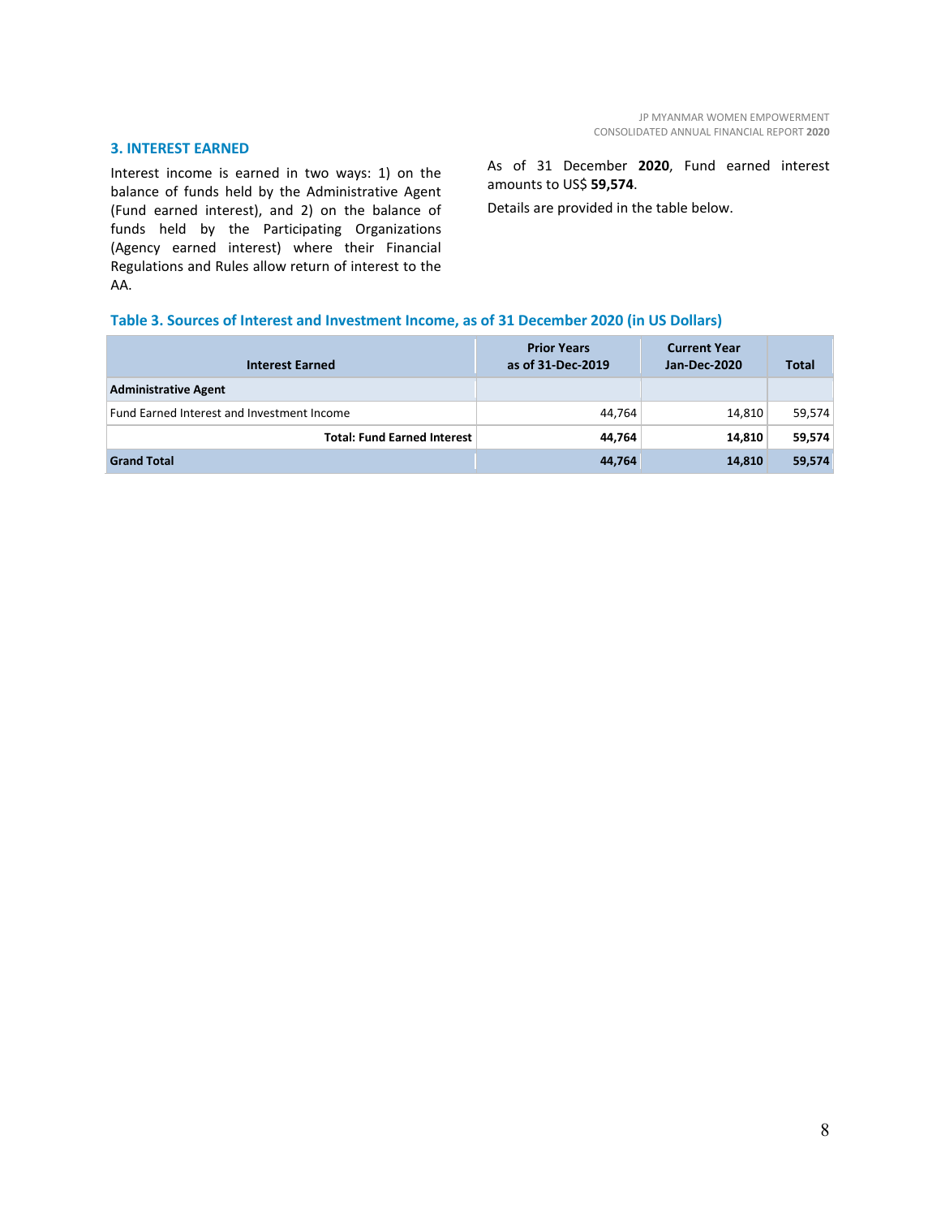## 3. INTEREST EARNED

Interest income is earned in two ways: 1) on the balance of funds held by the Administrative Agent (Fund earned interest), and 2) on the balance of funds held by the Participating Organizations (Agency earned interest) where their Financial Regulations and Rules allow return of interest to the AA.

As of 31 December **2020**, Fund earned interest amounts to US$ **59,574**.

Details are provided in the table below.

### Table 3. Sources of Interest and Investment Income, as of 31 December 2020 (in US Dollars)

| Interest Earned | Prior Years as of 31-Dec-2019 | Current Year Jan-Dec-2020 | Total |
|---|---|---|---|
| **Administrative Agent** | | | |
| Fund Earned Interest and Investment Income | 44,764 | 14,810 | 59,574 |
| **Total: Fund Earned Interest** | **44,764** | **14,810** | **59,574** |
| **Grand Total** | **44,764** | **14,810** | **59,574** |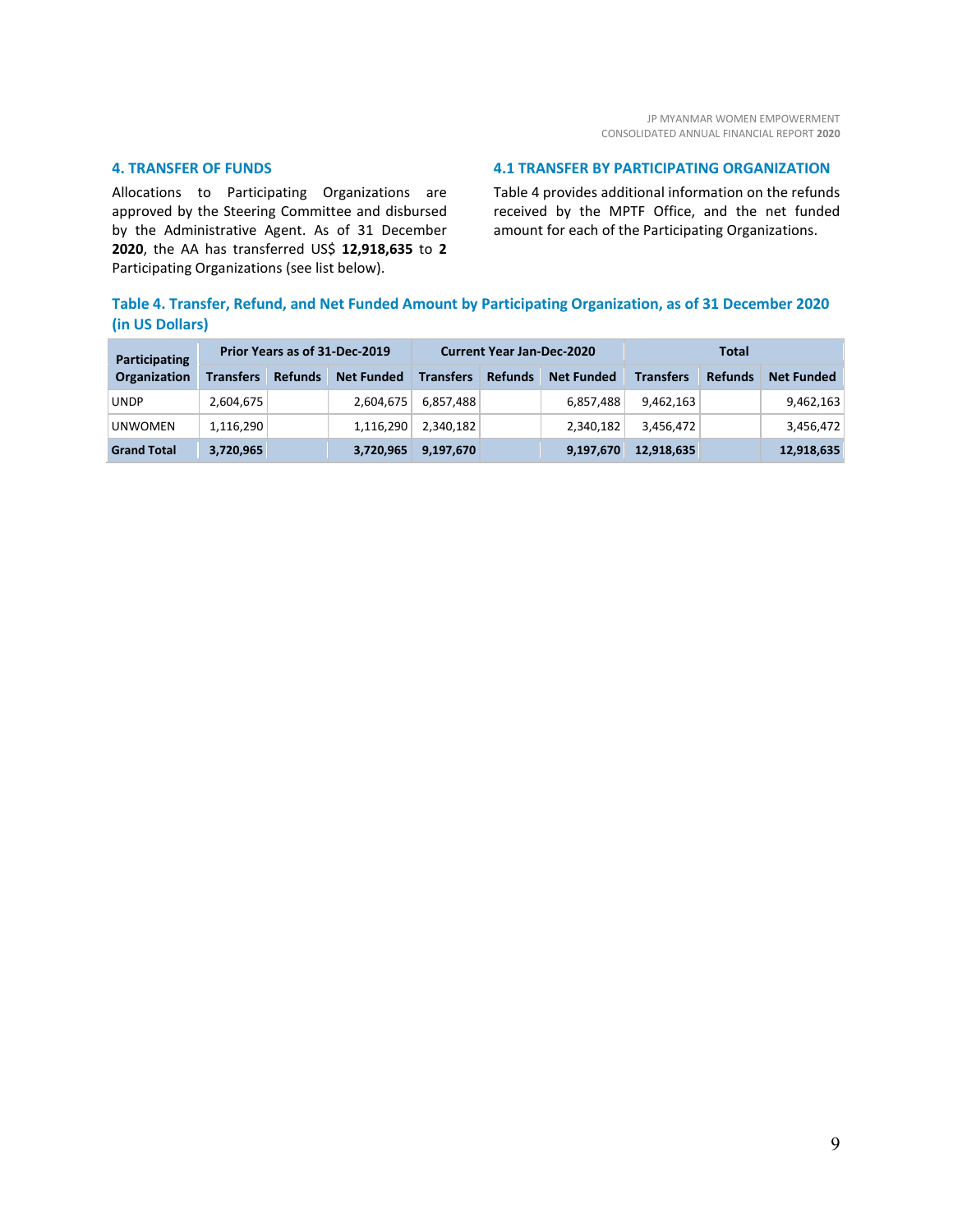## 4. TRANSFER OF FUNDS

Allocations to Participating Organizations are approved by the Steering Committee and disbursed by the Administrative Agent. As of 31 December **2020**, the AA has transferred US$ **12,918,635** to **2** Participating Organizations (see list below).

## 4.1 TRANSFER BY PARTICIPATING ORGANIZATION

Table 4 provides additional information on the refunds received by the MPTF Office, and the net funded amount for each of the Participating Organizations.

### Table 4. Transfer, Refund, and Net Funded Amount by Participating Organization, as of 31 December 2020 (in US Dollars)

| Participating Organization | Prior Years as of 31-Dec-2019 | | | Current Year Jan-Dec-2020 | | | Total | | |
|---|---|---|---|---|---|---|---|---|---|
| | Transfers | Refunds | Net Funded | Transfers | Refunds | Net Funded | Transfers | Refunds | Net Funded |
| UNDP | 2,604,675 | | 2,604,675 | 6,857,488 | | 6,857,488 | 9,462,163 | | 9,462,163 |
| UNWOMEN | 1,116,290 | | 1,116,290 | 2,340,182 | | 2,340,182 | 3,456,472 | | 3,456,472 |
| **Grand Total** | **3,720,965** | | **3,720,965** | **9,197,670** | | **9,197,670** | **12,918,635** | | **12,918,635** |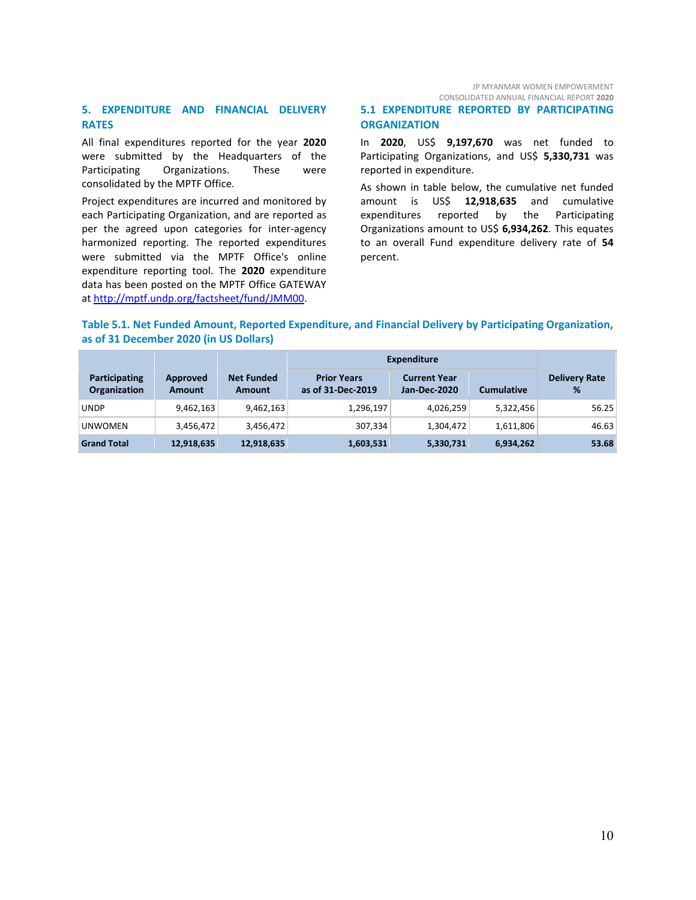## 5. EXPENDITURE AND FINANCIAL DELIVERY RATES

All final expenditures reported for the year **2020** were submitted by the Headquarters of the Participating Organizations. These were consolidated by the MPTF Office.

Project expenditures are incurred and monitored by each Participating Organization, and are reported as per the agreed upon categories for inter-agency harmonized reporting. The reported expenditures were submitted via the MPTF Office's online expenditure reporting tool. The **2020** expenditure data has been posted on the MPTF Office GATEWAY at http://mptf.undp.org/factsheet/fund/JMM00.

### 5.1 EXPENDITURE REPORTED BY PARTICIPATING ORGANIZATION

In **2020**, US$ **9,197,670** was net funded to Participating Organizations, and US$ **5,330,731** was reported in expenditure.

As shown in table below, the cumulative net funded amount is US$ **12,918,635** and cumulative expenditures reported by the Participating Organizations amount to US$ **6,934,262**. This equates to an overall Fund expenditure delivery rate of **54** percent.

**Table 5.1. Net Funded Amount, Reported Expenditure, and Financial Delivery by Participating Organization, as of 31 December 2020 (in US Dollars)**

| Participating Organization | Approved Amount | Net Funded Amount | Expenditure | | | Delivery Rate % |
|---|---|---|---|---|---|---|
| | | | Prior Years as of 31-Dec-2019 | Current Year Jan-Dec-2020 | Cumulative | |
| UNDP | 9,462,163 | 9,462,163 | 1,296,197 | 4,026,259 | 5,322,456 | 56.25 |
| UNWOMEN | 3,456,472 | 3,456,472 | 307,334 | 1,304,472 | 1,611,806 | 46.63 |
| **Grand Total** | **12,918,635** | **12,918,635** | **1,603,531** | **5,330,731** | **6,934,262** | **53.68** |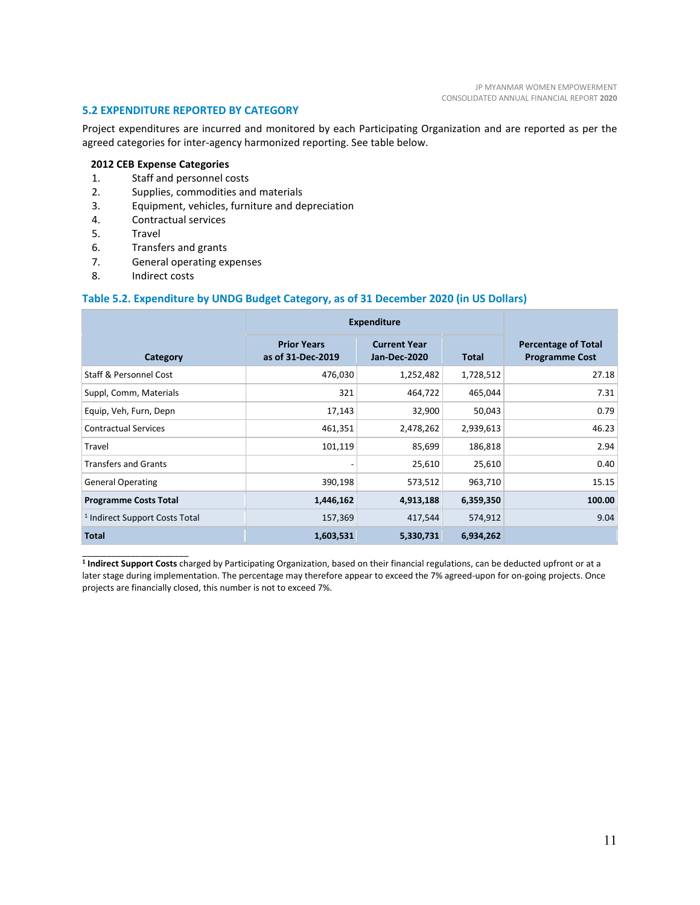### 5.2 EXPENDITURE REPORTED BY CATEGORY

Project expenditures are incurred and monitored by each Participating Organization and are reported as per the agreed categories for inter-agency harmonized reporting. See table below.

**2012 CEB Expense Categories**

1. Staff and personnel costs
2. Supplies, commodities and materials
3. Equipment, vehicles, furniture and depreciation
4. Contractual services
5. Travel
6. Transfers and grants
7. General operating expenses
8. Indirect costs

**Table 5.2. Expenditure by UNDG Budget Category, as of 31 December 2020 (in US Dollars)**

| Category | Expenditure | | | Percentage of Total Programme Cost |
|---|---|---|---|---|
| | Prior Years as of 31-Dec-2019 | Current Year Jan-Dec-2020 | Total | |
| Staff & Personnel Cost | 476,030 | 1,252,482 | 1,728,512 | 27.18 |
| Suppl, Comm, Materials | 321 | 464,722 | 465,044 | 7.31 |
| Equip, Veh, Furn, Depn | 17,143 | 32,900 | 50,043 | 0.79 |
| Contractual Services | 461,351 | 2,478,262 | 2,939,613 | 46.23 |
| Travel | 101,119 | 85,699 | 186,818 | 2.94 |
| Transfers and Grants | - | 25,610 | 25,610 | 0.40 |
| General Operating | 390,198 | 573,512 | 963,710 | 15.15 |
| **Programme Costs Total** | **1,446,162** | **4,913,188** | **6,359,350** | **100.00** |
| [1] Indirect Support Costs Total | 157,369 | 417,544 | 574,912 | 9.04 |
| **Total** | **1,603,531** | **5,330,731** | **6,934,262** | |

[1] **Indirect Support Costs** charged by Participating Organization, based on their financial regulations, can be deducted upfront or at a later stage during implementation. The percentage may therefore appear to exceed the 7% agreed-upon for on-going projects. Once projects are financially closed, this number is not to exceed 7%.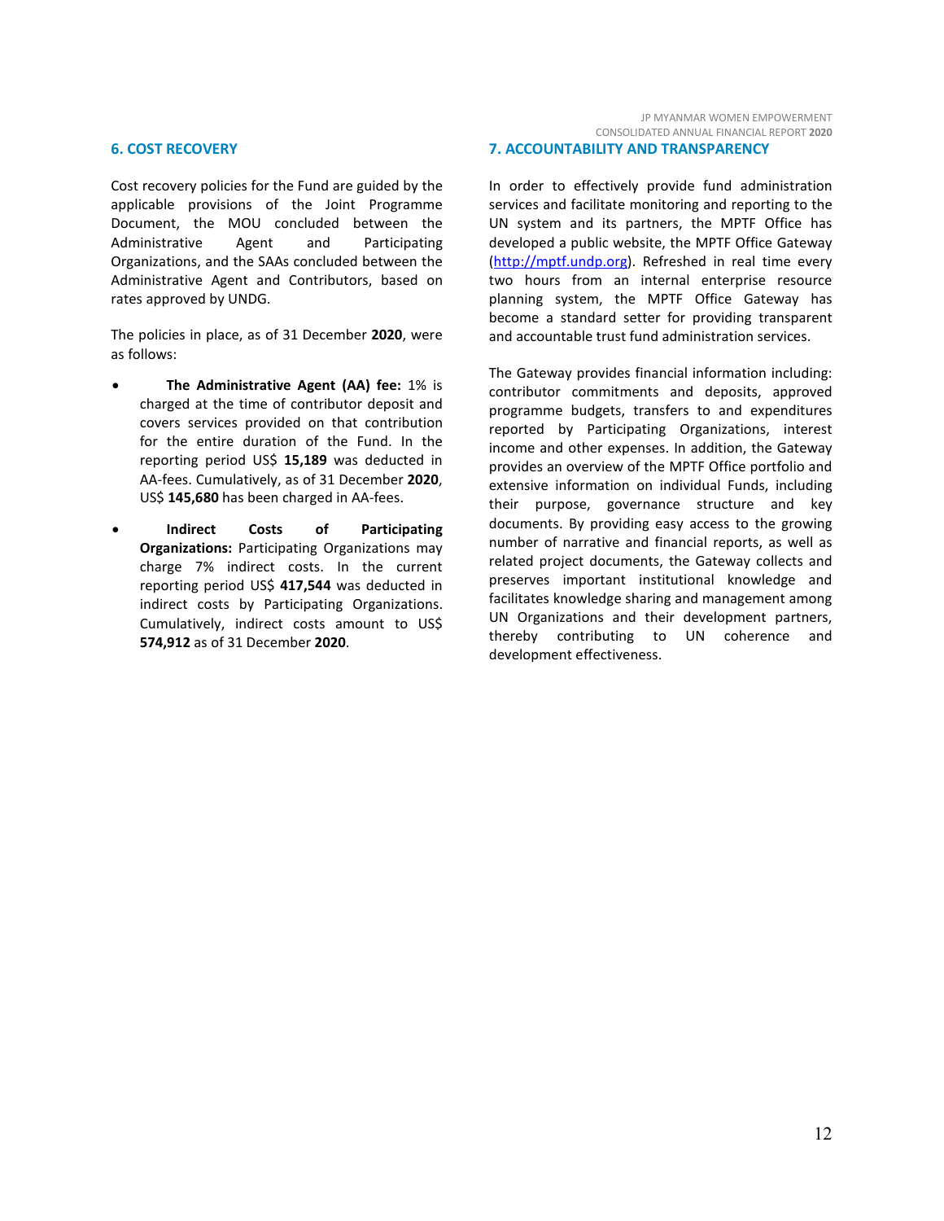## 6. COST RECOVERY

Cost recovery policies for the Fund are guided by the applicable provisions of the Joint Programme Document, the MOU concluded between the Administrative Agent and Participating Organizations, and the SAAs concluded between the Administrative Agent and Contributors, based on rates approved by UNDG.

The policies in place, as of 31 December **2020**, were as follows:

- **The Administrative Agent (AA) fee:** 1% is charged at the time of contributor deposit and covers services provided on that contribution for the entire duration of the Fund. In the reporting period US$ **15,189** was deducted in AA-fees. Cumulatively, as of 31 December **2020**, US$ **145,680** has been charged in AA-fees.
- **Indirect Costs of Participating Organizations:** Participating Organizations may charge 7% indirect costs. In the current reporting period US$ **417,544** was deducted in indirect costs by Participating Organizations. Cumulatively, indirect costs amount to US$ **574,912** as of 31 December **2020**.

## 7. ACCOUNTABILITY AND TRANSPARENCY

In order to effectively provide fund administration services and facilitate monitoring and reporting to the UN system and its partners, the MPTF Office has developed a public website, the MPTF Office Gateway (http://mptf.undp.org). Refreshed in real time every two hours from an internal enterprise resource planning system, the MPTF Office Gateway has become a standard setter for providing transparent and accountable trust fund administration services.

The Gateway provides financial information including: contributor commitments and deposits, approved programme budgets, transfers to and expenditures reported by Participating Organizations, interest income and other expenses. In addition, the Gateway provides an overview of the MPTF Office portfolio and extensive information on individual Funds, including their purpose, governance structure and key documents. By providing easy access to the growing number of narrative and financial reports, as well as related project documents, the Gateway collects and preserves important institutional knowledge and facilitates knowledge sharing and management among UN Organizations and their development partners, thereby contributing to UN coherence and development effectiveness.